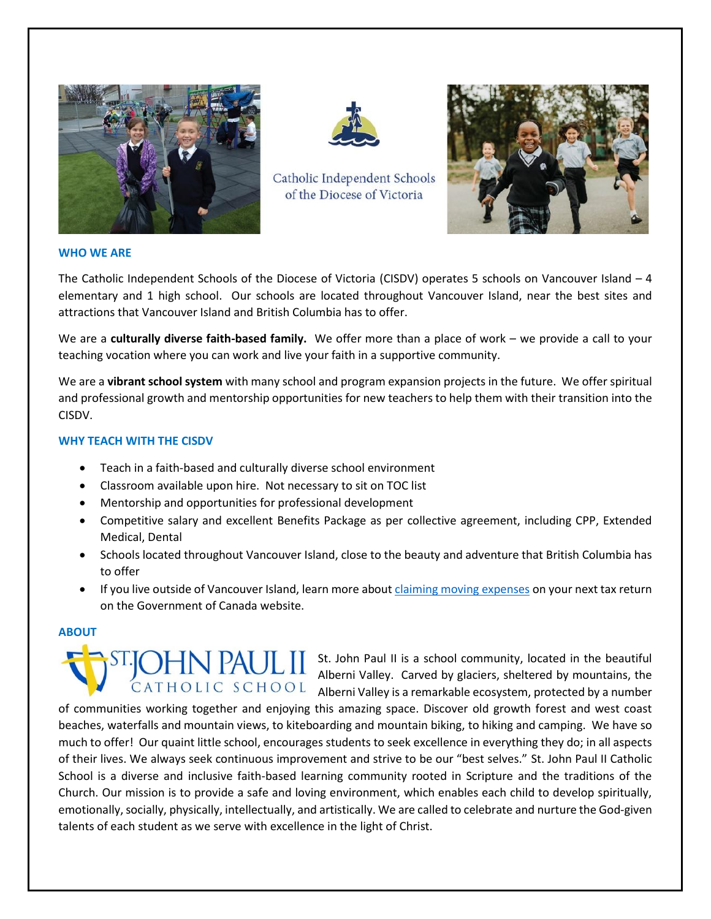Catholic Independent Schools of the Diocese of Victoria

## WHO WE ARE

The Catholic Independent Schools of the Diocese of Victoria (CISDV) operates 5 schools on Vancouver Island – 4 elementary and 1 high school. Our schools are located throughout Vancouver Island, near the best sites and attractions that Vancouver Island and British Columbia has to offer.

We are a **culturally diverse faith-based family.** We offer more than a place of work – we provide a call to your teaching vocation where you can work and live your faith in a supportive community.

We are a **vibrant school system** with many school and program expansion projects in the future. We offer spiritual and professional growth and mentorship opportunities for new teachers to help them with their transition into the CISDV.

## WHY TEACH WITH THE CISDV

- Teach in a faith-based and culturally diverse school environment
- Classroom available upon hire. Not necessary to sit on TOC list
- Mentorship and opportunities for professional development
- Competitive salary and excellent Benefits Package as per collective agreement, including CPP, Extended Medical, Dental
- Schools located throughout Vancouver Island, close to the beauty and adventure that British Columbia has to offer
- If you live outside of Vancouver Island, learn more about claiming moving expenses on your next tax return on the Government of Canada website.

## ABOUT

ST. JOHN PAUL II CATHOLIC SCHOOL

St. John Paul II is a school community, located in the beautiful Alberni Valley. Carved by glaciers, sheltered by mountains, the Alberni Valley is a remarkable ecosystem, protected by a number of communities working together and enjoying this amazing space. Discover old growth forest and west coast beaches, waterfalls and mountain views, to kiteboarding and mountain biking, to hiking and camping. We have so much to offer! Our quaint little school, encourages students to seek excellence in everything they do; in all aspects of their lives. We always seek continuous improvement and strive to be our "best selves." St. John Paul II Catholic School is a diverse and inclusive faith-based learning community rooted in Scripture and the traditions of the Church. Our mission is to provide a safe and loving environment, which enables each child to develop spiritually, emotionally, socially, physically, intellectually, and artistically. We are called to celebrate and nurture the God-given talents of each student as we serve with excellence in the light of Christ.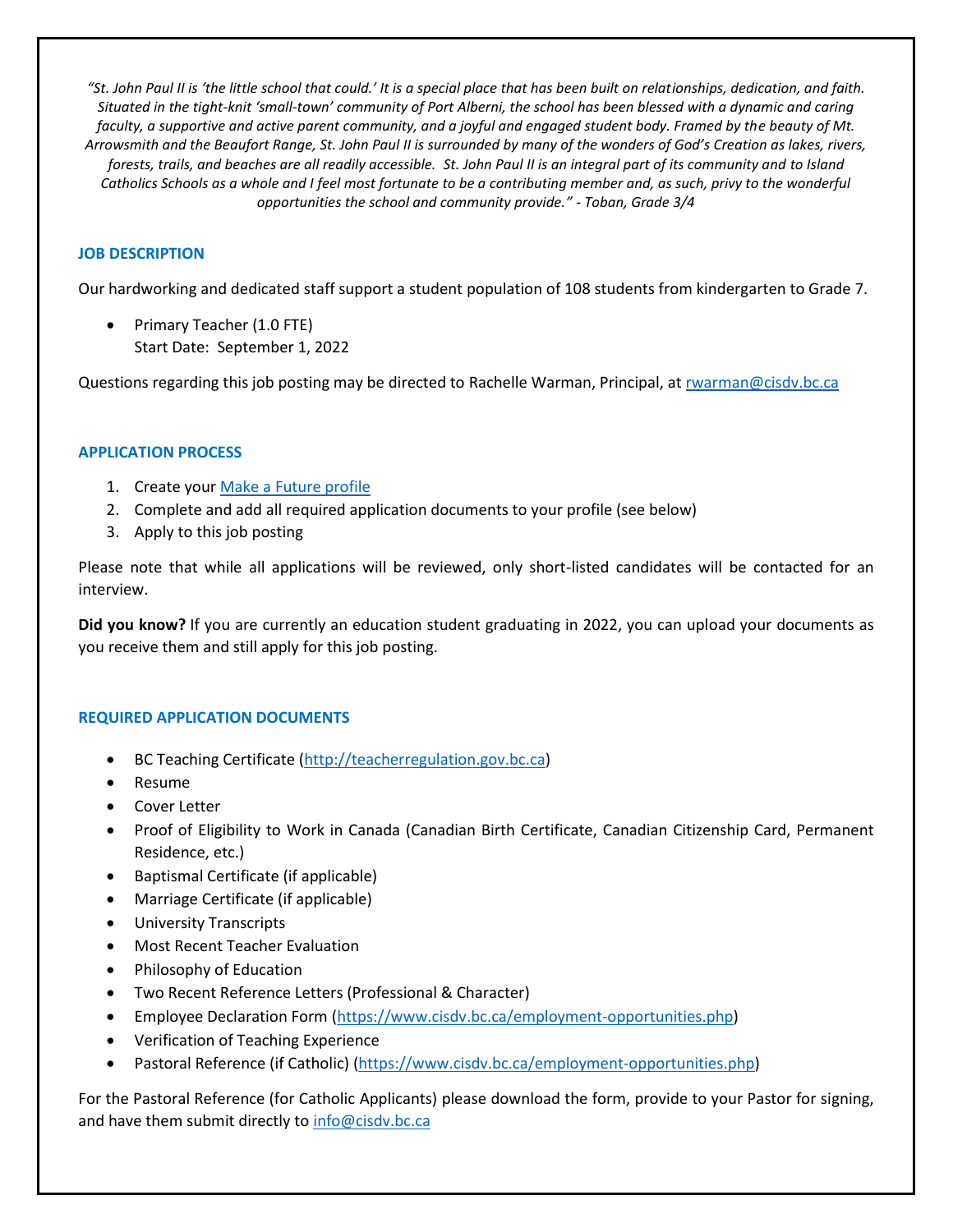*"St. John Paul II is 'the little school that could.' It is a special place that has been built on relationships, dedication, and faith. Situated in the tight-knit 'small-town' community of Port Alberni, the school has been blessed with a dynamic and caring faculty, a supportive and active parent community, and a joyful and engaged student body. Framed by the beauty of Mt. Arrowsmith and the Beaufort Range, St. John Paul II is surrounded by many of the wonders of God's Creation as lakes, rivers, forests, trails, and beaches are all readily accessible. St. John Paul II is an integral part of its community and to Island Catholics Schools as a whole and I feel most fortunate to be a contributing member and, as such, privy to the wonderful opportunities the school and community provide." - Toban, Grade 3/4*

## JOB DESCRIPTION

Our hardworking and dedicated staff support a student population of 108 students from kindergarten to Grade 7.

- Primary Teacher (1.0 FTE)
  Start Date: September 1, 2022

Questions regarding this job posting may be directed to Rachelle Warman, Principal, at rwarman@cisdv.bc.ca

## APPLICATION PROCESS

1. Create your Make a Future profile
2. Complete and add all required application documents to your profile (see below)
3. Apply to this job posting

Please note that while all applications will be reviewed, only short-listed candidates will be contacted for an interview.

**Did you know?** If you are currently an education student graduating in 2022, you can upload your documents as you receive them and still apply for this job posting.

## REQUIRED APPLICATION DOCUMENTS

- BC Teaching Certificate (http://teacherregulation.gov.bc.ca)
- Resume
- Cover Letter
- Proof of Eligibility to Work in Canada (Canadian Birth Certificate, Canadian Citizenship Card, Permanent Residence, etc.)
- Baptismal Certificate (if applicable)
- Marriage Certificate (if applicable)
- University Transcripts
- Most Recent Teacher Evaluation
- Philosophy of Education
- Two Recent Reference Letters (Professional & Character)
- Employee Declaration Form (https://www.cisdv.bc.ca/employment-opportunities.php)
- Verification of Teaching Experience
- Pastoral Reference (if Catholic) (https://www.cisdv.bc.ca/employment-opportunities.php)

For the Pastoral Reference (for Catholic Applicants) please download the form, provide to your Pastor for signing, and have them submit directly to info@cisdv.bc.ca